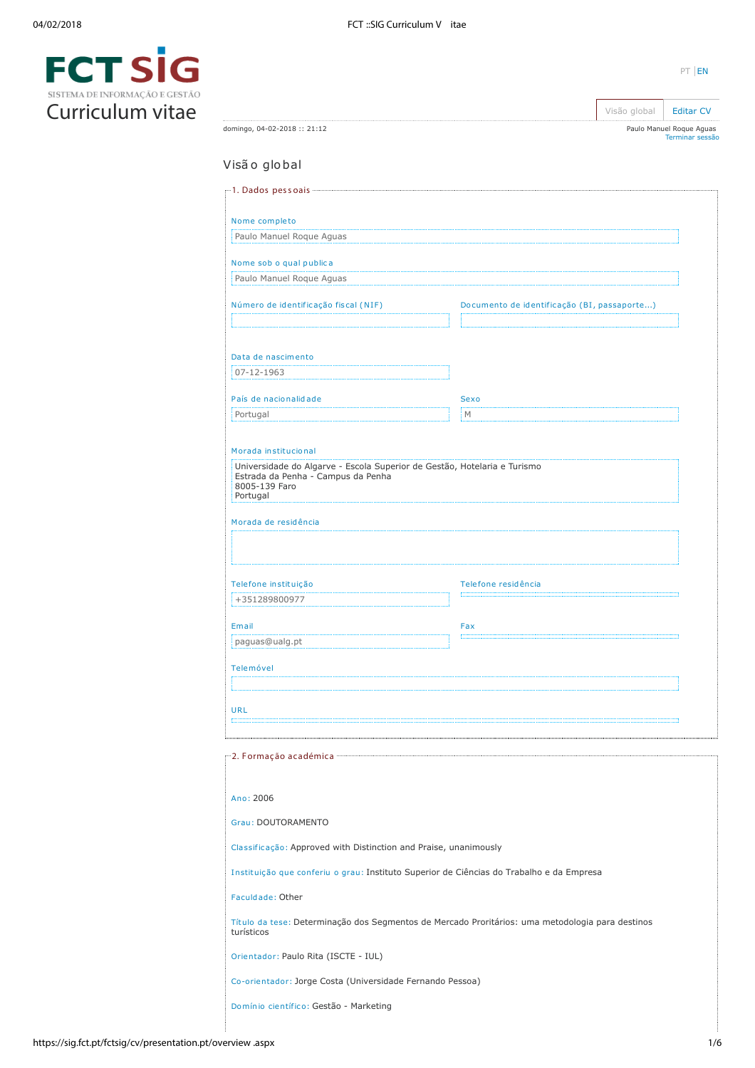# FCT SIG

SISTEMA DE INFORMAÇÃO E GESTÃO

# Curriculum vitae

PT | EN

Visão global | Editar CV

domingo, 04-02-2018 :: 21:12

Paulo Manuel Roque Aguas
Terminar sessão

## Visão global

### 1. Dados pessoais

**Nome completo**
Paulo Manuel Roque Aguas

**Nome sob o qual publica**
Paulo Manuel Roque Aguas

**Número de identificação fiscal (NIF)**

**Documento de identificação (BI, passaporte...)**

**Data de nascimento**
07-12-1963

**País de nacionalidade**
Portugal

**Sexo**
M

**Morada institucional**
Universidade do Algarve - Escola Superior de Gestão, Hotelaria e Turismo
Estrada da Penha - Campus da Penha
8005-139 Faro
Portugal

**Morada de residência**

**Telefone instituição**
+351289800977

**Telefone residência**

**Email**
paguas@ualg.pt

**Fax**

**Telemóvel**

**URL**

### 2. Formação académica

**Ano:** 2006

**Grau:** DOUTORAMENTO

**Classificação:** Approved with Distinction and Praise, unanimously

**Instituição que conferiu o grau:** Instituto Superior de Ciências do Trabalho e da Empresa

**Faculdade:** Other

**Título da tese:** Determinação dos Segmentos de Mercado Proritários: uma metodologia para destinos turísticos

**Orientador:** Paulo Rita (ISCTE - IUL)

**Co-orientador:** Jorge Costa (Universidade Fernando Pessoa)

**Domínio científico:** Gestão - Marketing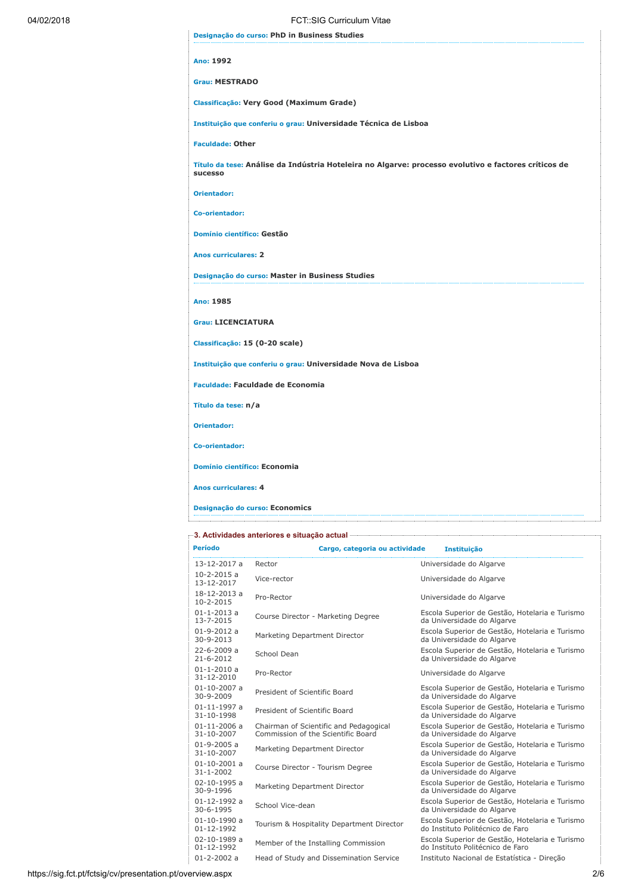**Designação do curso:** PhD in Business Studies

---

**Ano:** 1992

**Grau:** MESTRADO

**Classificação:** Very Good (Maximum Grade)

**Instituição que conferiu o grau:** Universidade Técnica de Lisboa

**Faculdade:** Other

**Título da tese:** Análise da Indústria Hoteleira no Algarve: processo evolutivo e factores críticos de sucesso

**Orientador:**

**Co-orientador:**

**Domínio científico:** Gestão

**Anos curriculares:** 2

**Designação do curso:** Master in Business Studies

---

**Ano:** 1985

**Grau:** LICENCIATURA

**Classificação:** 15 (0-20 scale)

**Instituição que conferiu o grau:** Universidade Nova de Lisboa

**Faculdade:** Faculdade de Economia

**Título da tese:** n/a

**Orientador:**

**Co-orientador:**

**Domínio científico:** Economia

**Anos curriculares:** 4

**Designação do curso:** Economics

---

## 3. Actividades anteriores e situação actual

| Período | Cargo, categoria ou actividade | Instituição |
|---|---|---|
| 13-12-2017 a | Rector | Universidade do Algarve |
| 10-2-2015 a 13-12-2017 | Vice-rector | Universidade do Algarve |
| 18-12-2013 a 10-2-2015 | Pro-Rector | Universidade do Algarve |
| 01-1-2013 a 13-7-2015 | Course Director - Marketing Degree | Escola Superior de Gestão, Hotelaria e Turismo da Universidade do Algarve |
| 01-9-2012 a 30-9-2013 | Marketing Department Director | Escola Superior de Gestão, Hotelaria e Turismo da Universidade do Algarve |
| 22-6-2009 a 21-6-2012 | School Dean | Escola Superior de Gestão, Hotelaria e Turismo da Universidade do Algarve |
| 01-1-2010 a 31-12-2010 | Pro-Rector | Universidade do Algarve |
| 01-10-2007 a 30-9-2009 | President of Scientific Board | Escola Superior de Gestão, Hotelaria e Turismo da Universidade do Algarve |
| 01-11-1997 a 31-10-1998 | President of Scientific Board | Escola Superior de Gestão, Hotelaria e Turismo da Universidade do Algarve |
| 01-11-2006 a 31-10-2007 | Chairman of Scientific and Pedagogical Commission of the Scientific Board | Escola Superior de Gestão, Hotelaria e Turismo da Universidade do Algarve |
| 01-9-2005 a 31-10-2007 | Marketing Department Director | Escola Superior de Gestão, Hotelaria e Turismo da Universidade do Algarve |
| 01-10-2001 a 31-1-2002 | Course Director - Tourism Degree | Escola Superior de Gestão, Hotelaria e Turismo da Universidade do Algarve |
| 02-10-1995 a 30-9-1996 | Marketing Department Director | Escola Superior de Gestão, Hotelaria e Turismo da Universidade do Algarve |
| 01-12-1992 a 30-6-1995 | School Vice-dean | Escola Superior de Gestão, Hotelaria e Turismo da Universidade do Algarve |
| 01-10-1990 a 01-12-1992 | Tourism & Hospitality Department Director | Escola Superior de Gestão, Hotelaria e Turismo do Instituto Politécnico de Faro |
| 02-10-1989 a 01-12-1992 | Member of the Installing Commission | Escola Superior de Gestão, Hotelaria e Turismo do Instituto Politécnico de Faro |
| 01-2-2002 a | Head of Study and Dissemination Service | Instituto Nacional de Estatística - Direção |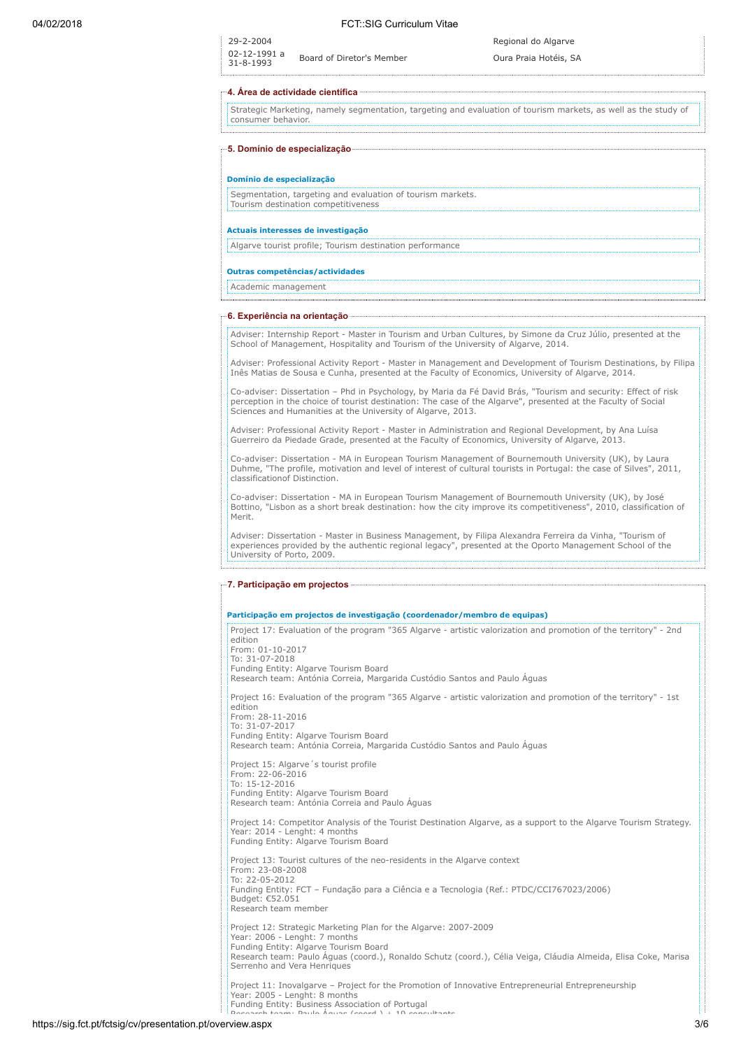| | | |
|---|---|---|
| 29-2-2004 | | Regional do Algarve |
| 02-12-1991 a 31-8-1993 | Board of Diretor's Member | Oura Praia Hotéis, SA |

## 4. Área de actividade científica

Strategic Marketing, namely segmentation, targeting and evaluation of tourism markets, as well as the study of consumer behavior.

## 5. Domínio de especialização

### Domínio de especialização

Segmentation, targeting and evaluation of tourism markets.
Tourism destination competitiveness

### Actuais interesses de investigação

Algarve tourist profile; Tourism destination performance

### Outras competências/actividades

Academic management

## 6. Experiência na orientação

Adviser: Internship Report - Master in Tourism and Urban Cultures, by Simone da Cruz Júlio, presented at the School of Management, Hospitality and Tourism of the University of Algarve, 2014.

Adviser: Professional Activity Report - Master in Management and Development of Tourism Destinations, by Filipa Inês Matias de Sousa e Cunha, presented at the Faculty of Economics, University of Algarve, 2014.

Co-adviser: Dissertation – Phd in Psychology, by Maria da Fé David Brás, "Tourism and security: Effect of risk perception in the choice of tourist destination: The case of the Algarve", presented at the Faculty of Social Sciences and Humanities at the University of Algarve, 2013.

Adviser: Professional Activity Report - Master in Administration and Regional Development, by Ana Luísa Guerreiro da Piedade Grade, presented at the Faculty of Economics, University of Algarve, 2013.

Co-adviser: Dissertation - MA in European Tourism Management of Bournemouth University (UK), by Laura Duhme, "The profile, motivation and level of interest of cultural tourists in Portugal: the case of Silves", 2011, classificationof Distinction.

Co-adviser: Dissertation - MA in European Tourism Management of Bournemouth University (UK), by José Bottino, "Lisbon as a short break destination: how the city improve its competitiveness", 2010, classification of Merit.

Adviser: Dissertation - Master in Business Management, by Filipa Alexandra Ferreira da Vinha, "Tourism of experiences provided by the authentic regional legacy", presented at the Oporto Management School of the University of Porto, 2009.

## 7. Participação em projectos

### Participação em projectos de investigação (coordenador/membro de equipas)

Project 17: Evaluation of the program "365 Algarve - artistic valorization and promotion of the territory" - 2nd edition
From: 01-10-2017
To: 31-07-2018
Funding Entity: Algarve Tourism Board
Research team: Antónia Correia, Margarida Custódio Santos and Paulo Águas

Project 16: Evaluation of the program "365 Algarve - artistic valorization and promotion of the territory" - 1st edition
From: 28-11-2016
To: 31-07-2017
Funding Entity: Algarve Tourism Board
Research team: Antónia Correia, Margarida Custódio Santos and Paulo Águas

Project 15: Algarve´s tourist profile
From: 22-06-2016
To: 15-12-2016
Funding Entity: Algarve Tourism Board
Research team: Antónia Correia and Paulo Águas

Project 14: Competitor Analysis of the Tourist Destination Algarve, as a support to the Algarve Tourism Strategy.
Year: 2014 - Lenght: 4 months
Funding Entity: Algarve Tourism Board

Project 13: Tourist cultures of the neo-residents in the Algarve context
From: 23-08-2008
To: 22-05-2012
Funding Entity: FCT – Fundação para a Ciência e a Tecnologia (Ref.: PTDC/CCI767023/2006)
Budget: €52.051
Research team member

Project 12: Strategic Marketing Plan for the Algarve: 2007-2009
Year: 2006 - Lenght: 7 months
Funding Entity: Algarve Tourism Board
Research team: Paulo Águas (coord.), Ronaldo Schutz (coord.), Célia Veiga, Cláudia Almeida, Elisa Coke, Marisa Serrenho and Vera Henriques

Project 11: Inovalgarve – Project for the Promotion of Innovative Entrepreneurial Entrepreneurship
Year: 2005 - Lenght: 8 months
Funding Entity: Business Association of Portugal
Research team: Paulo Águas (coord.) + 10 consultants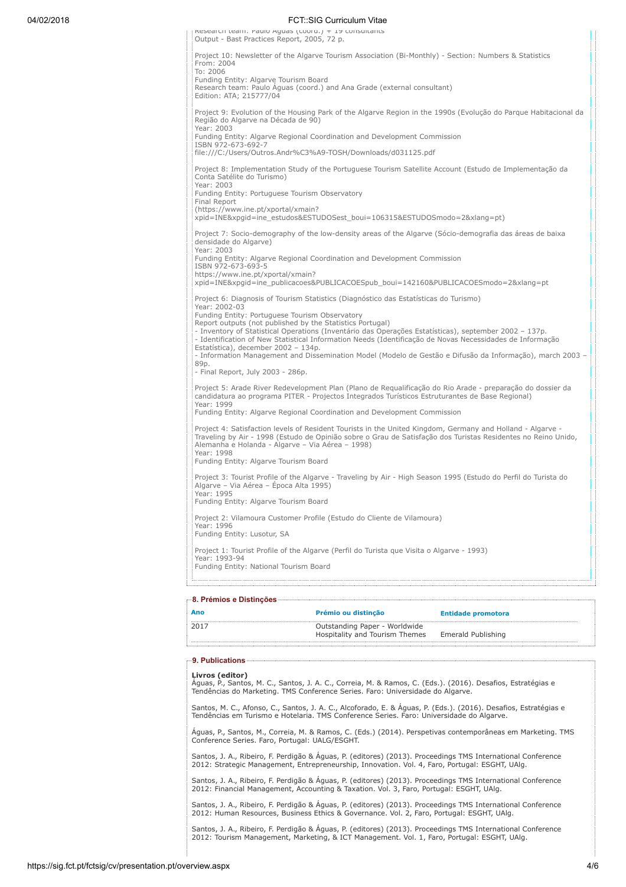Research team: Paulo Águas (coord.) + 19 consultants
Output - Bast Practices Report, 2005, 72 p.

Project 10: Newsletter of the Algarve Tourism Association (Bi-Monthly) - Section: Numbers & Statistics
From: 2004
To: 2006
Funding Entity: Algarve Tourism Board
Research team: Paulo Águas (coord.) and Ana Grade (external consultant)
Edition: ATA; 215777/04

Project 9: Evolution of the Housing Park of the Algarve Region in the 1990s (Evolução do Parque Habitacional da Região do Algarve na Década de 90)
Year: 2003
Funding Entity: Algarve Regional Coordination and Development Commission
ISBN 972-673-692-7
file:///C:/Users/Outros.Andr%C3%A9-TOSH/Downloads/d031125.pdf

Project 8: Implementation Study of the Portuguese Tourism Satellite Account (Estudo de Implementação da Conta Satélite do Turismo)
Year: 2003
Funding Entity: Portuguese Tourism Observatory
Final Report
(https://www.ine.pt/xportal/xmain?xpid=INE&xpgid=ine_estudos&ESTUDOSest_boui=106315&ESTUDOSmodo=2&xlang=pt)

Project 7: Socio-demography of the low-density areas of the Algarve (Sócio-demografia das áreas de baixa densidade do Algarve)
Year: 2003
Funding Entity: Algarve Regional Coordination and Development Commission
ISBN 972-673-693-5
https://www.ine.pt/xportal/xmain?xpid=INE&xpgid=ine_publicacoes&PUBLICACOESpub_boui=142160&PUBLICACOESmodo=2&xlang=pt

Project 6: Diagnosis of Tourism Statistics (Diagnóstico das Estatísticas do Turismo)
Year: 2002-03
Funding Entity: Portuguese Tourism Observatory
Report outputs (not published by the Statistics Portugal)
- Inventory of Statistical Operations (Inventário das Operações Estatísticas), september 2002 – 137p.
- Identification of New Statistical Information Needs (Identificação de Novas Necessidades de Informação Estatística), december 2002 – 134p.
- Information Management and Dissemination Model (Modelo de Gestão e Difusão da Informação), march 2003 – 89p.
- Final Report, July 2003 - 286p.

Project 5: Arade River Redevelopment Plan (Plano de Requalificação do Rio Arade - preparação do dossier da candidatura ao programa PITER - Projectos Integrados Turísticos Estruturantes de Base Regional)
Year: 1999
Funding Entity: Algarve Regional Coordination and Development Commission

Project 4: Satisfaction levels of Resident Tourists in the United Kingdom, Germany and Holland - Algarve - Traveling by Air - 1998 (Estudo de Opinião sobre o Grau de Satisfação dos Turistas Residentes no Reino Unido, Alemanha e Holanda - Algarve – Via Aérea – 1998)
Year: 1998
Funding Entity: Algarve Tourism Board

Project 3: Tourist Profile of the Algarve - Traveling by Air - High Season 1995 (Estudo do Perfil do Turista do Algarve – Via Aérea – Época Alta 1995)
Year: 1995
Funding Entity: Algarve Tourism Board

Project 2: Vilamoura Customer Profile (Estudo do Cliente de Vilamoura)
Year: 1996
Funding Entity: Lusotur, SA

Project 1: Tourist Profile of the Algarve (Perfil do Turista que Visita o Algarve - 1993)
Year: 1993-94
Funding Entity: National Tourism Board

## 8. Prémios e Distinções

| Ano | Prémio ou distinção | Entidade promotora |
|---|---|---|
| 2017 | Outstanding Paper - Worldwide Hospitality and Tourism Themes | Emerald Publishing |

## 9. Publications

**Livros (editor)**

Águas, P., Santos, M. C., Santos, J. A. C., Correia, M. & Ramos, C. (Eds.). (2016). Desafios, Estratégias e Tendências do Marketing. TMS Conference Series. Faro: Universidade do Algarve.

Santos, M. C., Afonso, C., Santos, J. A. C., Alcoforado, E. & Águas, P. (Eds.). (2016). Desafios, Estratégias e Tendências em Turismo e Hotelaria. TMS Conference Series. Faro: Universidade do Algarve.

Águas, P., Santos, M., Correia, M. & Ramos, C. (Eds.) (2014). Perspetivas contemporâneas em Marketing. TMS Conference Series. Faro, Portugal: UALG/ESGHT.

Santos, J. A., Ribeiro, F. Perdigão & Águas, P. (editores) (2013). Proceedings TMS International Conference 2012: Strategic Management, Entrepreneurship, Innovation. Vol. 4, Faro, Portugal: ESGHT, UAlg.

Santos, J. A., Ribeiro, F. Perdigão & Águas, P. (editores) (2013). Proceedings TMS International Conference 2012: Financial Management, Accounting & Taxation. Vol. 3, Faro, Portugal: ESGHT, UAlg.

Santos, J. A., Ribeiro, F. Perdigão & Águas, P. (editores) (2013). Proceedings TMS International Conference 2012: Human Resources, Business Ethics & Governance. Vol. 2, Faro, Portugal: ESGHT, UAlg.

Santos, J. A., Ribeiro, F. Perdigão & Águas, P. (editores) (2013). Proceedings TMS International Conference 2012: Tourism Management, Marketing, & ICT Management. Vol. 1, Faro, Portugal: ESGHT, UAlg.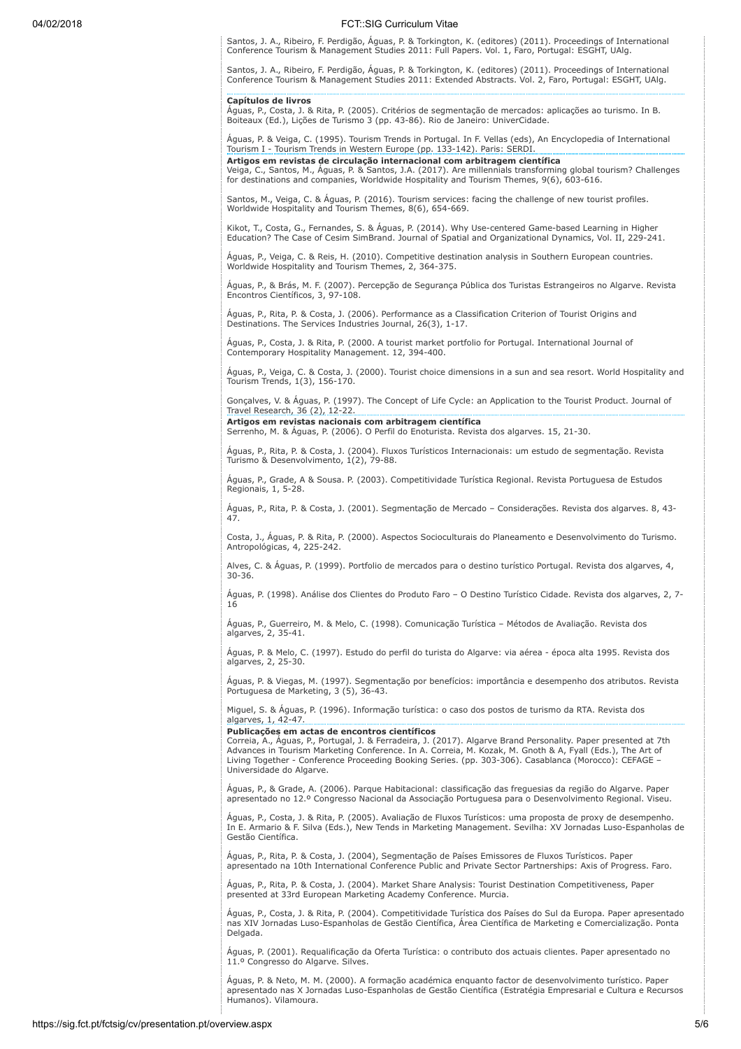Santos, J. A., Ribeiro, F. Perdigão, Águas, P. & Torkington, K. (editores) (2011). Proceedings of International Conference Tourism & Management Studies 2011: Full Papers. Vol. 1, Faro, Portugal: ESGHT, UAlg.

Santos, J. A., Ribeiro, F. Perdigão, Águas, P. & Torkington, K. (editores) (2011). Proceedings of International Conference Tourism & Management Studies 2011: Extended Abstracts. Vol. 2, Faro, Portugal: ESGHT, UAlg.

**Capítulos de livros**

Águas, P., Costa, J. & Rita, P. (2005). Critérios de segmentação de mercados: aplicações ao turismo. In B. Boiteaux (Ed.), Lições de Turismo 3 (pp. 43-86). Rio de Janeiro: UniverCidade.

Águas, P. & Veiga, C. (1995). Tourism Trends in Portugal. In F. Vellas (eds), An Encyclopedia of International Tourism I - Tourism Trends in Western Europe (pp. 133-142). Paris: SERDI.

**Artigos em revistas de circulação internacional com arbitragem científica**

Veiga, C., Santos, M., Águas, P. & Santos, J.A. (2017). Are millennials transforming global tourism? Challenges for destinations and companies, Worldwide Hospitality and Tourism Themes, 9(6), 603-616.

Santos, M., Veiga, C. & Águas, P. (2016). Tourism services: facing the challenge of new tourist profiles. Worldwide Hospitality and Tourism Themes, 8(6), 654-669.

Kikot, T., Costa, G., Fernandes, S. & Águas, P. (2014). Why Use-centered Game-based Learning in Higher Education? The Case of Cesim SimBrand. Journal of Spatial and Organizational Dynamics, Vol. II, 229-241.

Águas, P., Veiga, C. & Reis, H. (2010). Competitive destination analysis in Southern European countries. Worldwide Hospitality and Tourism Themes, 2, 364-375.

Águas, P., & Brás, M. F. (2007). Percepção de Segurança Pública dos Turistas Estrangeiros no Algarve. Revista Encontros Científicos, 3, 97-108.

Águas, P., Rita, P. & Costa, J. (2006). Performance as a Classification Criterion of Tourist Origins and Destinations. The Services Industries Journal, 26(3), 1-17.

Águas, P., Costa, J. & Rita, P. (2000. A tourist market portfolio for Portugal. International Journal of Contemporary Hospitality Management. 12, 394-400.

Águas, P., Veiga, C. & Costa, J. (2000). Tourist choice dimensions in a sun and sea resort. World Hospitality and Tourism Trends, 1(3), 156-170.

Gonçalves, V. & Águas, P. (1997). The Concept of Life Cycle: an Application to the Tourist Product. Journal of Travel Research, 36 (2), 12-22.

**Artigos em revistas nacionais com arbitragem científica**

Serrenho, M. & Águas, P. (2006). O Perfil do Enoturista. Revista dos algarves. 15, 21-30.

Águas, P., Rita, P. & Costa, J. (2004). Fluxos Turísticos Internacionais: um estudo de segmentação. Revista Turismo & Desenvolvimento, 1(2), 79-88.

Águas, P., Grade, A & Sousa. P. (2003). Competitividade Turística Regional. Revista Portuguesa de Estudos Regionais, 1, 5-28.

Águas, P., Rita, P. & Costa, J. (2001). Segmentação de Mercado – Considerações. Revista dos algarves. 8, 43-47.

Costa, J., Águas, P. & Rita, P. (2000). Aspectos Socioculturais do Planeamento e Desenvolvimento do Turismo. Antropológicas, 4, 225-242.

Alves, C. & Águas, P. (1999). Portfolio de mercados para o destino turístico Portugal. Revista dos algarves, 4, 30-36.

Águas, P. (1998). Análise dos Clientes do Produto Faro – O Destino Turístico Cidade. Revista dos algarves, 2, 7-16

Águas, P., Guerreiro, M. & Melo, C. (1998). Comunicação Turística – Métodos de Avaliação. Revista dos algarves, 2, 35-41.

Águas, P. & Melo, C. (1997). Estudo do perfil do turista do Algarve: via aérea - época alta 1995. Revista dos algarves, 2, 25-30.

Águas, P. & Viegas, M. (1997). Segmentação por benefícios: importância e desempenho dos atributos. Revista Portuguesa de Marketing, 3 (5), 36-43.

Miguel, S. & Águas, P. (1996). Informação turística: o caso dos postos de turismo da RTA. Revista dos algarves, 1, 42-47.

**Publicações em actas de encontros científicos**

Correia, A., Águas, P., Portugal, J. & Ferradeira, J. (2017). Algarve Brand Personality. Paper presented at 7th Advances in Tourism Marketing Conference. In A. Correia, M. Kozak, M. Gnoth & A, Fyall (Eds.), The Art of Living Together - Conference Proceeding Booking Series. (pp. 303-306). Casablanca (Morocco): CEFAGE – Universidade do Algarve.

Águas, P., & Grade, A. (2006). Parque Habitacional: classificação das freguesias da região do Algarve. Paper apresentado no 12.º Congresso Nacional da Associação Portuguesa para o Desenvolvimento Regional. Viseu.

Águas, P., Costa, J. & Rita, P. (2005). Avaliação de Fluxos Turísticos: uma proposta de proxy de desempenho. In E. Armario & F. Silva (Eds.), New Tends in Marketing Management. Sevilha: XV Jornadas Luso-Espanholas de Gestão Científica.

Águas, P., Rita, P. & Costa, J. (2004), Segmentação de Países Emissores de Fluxos Turísticos. Paper apresentado na 10th International Conference Public and Private Sector Partnerships: Axis of Progress. Faro.

Águas, P., Rita, P. & Costa, J. (2004). Market Share Analysis: Tourist Destination Competitiveness, Paper presented at 33rd European Marketing Academy Conference. Murcia.

Águas, P., Costa, J. & Rita, P. (2004). Competitividade Turística dos Países do Sul da Europa. Paper apresentado nas XIV Jornadas Luso-Espanholas de Gestão Científica, Área Científica de Marketing e Comercialização. Ponta Delgada.

Águas, P. (2001). Requalificação da Oferta Turística: o contributo dos actuais clientes. Paper apresentado no 11.º Congresso do Algarve. Silves.

Águas, P. & Neto, M. M. (2000). A formação académica enquanto factor de desenvolvimento turístico. Paper apresentado nas X Jornadas Luso-Espanholas de Gestão Científica (Estratégia Empresarial e Cultura e Recursos Humanos). Vilamoura.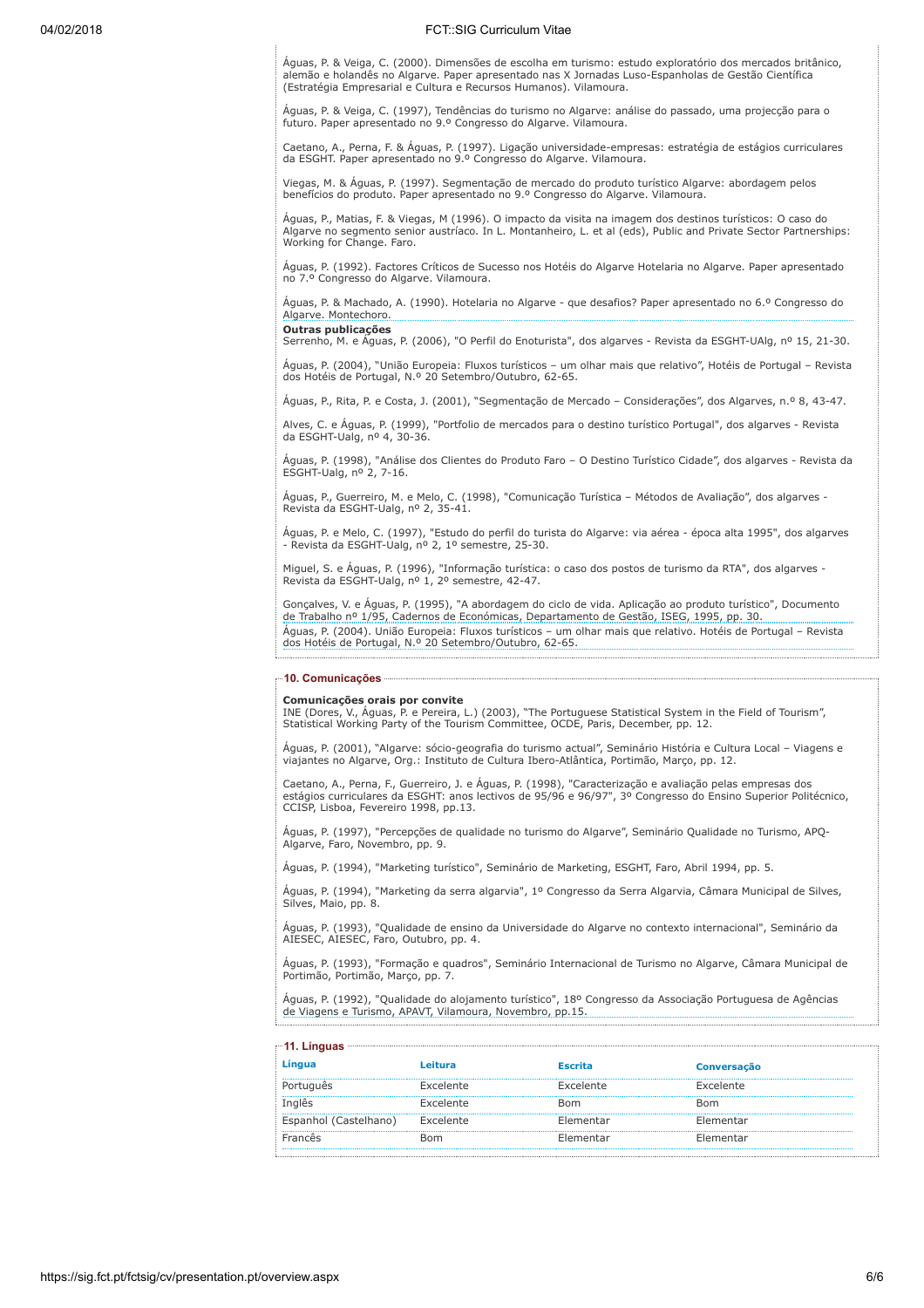Águas, P. & Veiga, C. (2000). Dimensões de escolha em turismo: estudo exploratório dos mercados britânico, alemão e holandês no Algarve. Paper apresentado nas X Jornadas Luso-Espanholas de Gestão Científica (Estratégia Empresarial e Cultura e Recursos Humanos). Vilamoura.

Águas, P. & Veiga, C. (1997), Tendências do turismo no Algarve: análise do passado, uma projecção para o futuro. Paper apresentado no 9.º Congresso do Algarve. Vilamoura.

Caetano, A., Perna, F. & Águas, P. (1997). Ligação universidade-empresas: estratégia de estágios curriculares da ESGHT. Paper apresentado no 9.º Congresso do Algarve. Vilamoura.

Viegas, M. & Águas, P. (1997). Segmentação de mercado do produto turístico Algarve: abordagem pelos benefícios do produto. Paper apresentado no 9.º Congresso do Algarve. Vilamoura.

Águas, P., Matias, F. & Viegas, M (1996). O impacto da visita na imagem dos destinos turísticos: O caso do Algarve no segmento senior austríaco. In L. Montanheiro, L. et al (eds), Public and Private Sector Partnerships: Working for Change. Faro.

Águas, P. (1992). Factores Críticos de Sucesso nos Hotéis do Algarve Hotelaria no Algarve. Paper apresentado no 7.º Congresso do Algarve. Vilamoura.

Águas, P. & Machado, A. (1990). Hotelaria no Algarve - que desafios? Paper apresentado no 6.º Congresso do Algarve. Montechoro.

**Outras publicações**

Serrenho, M. e Águas, P. (2006), "O Perfil do Enoturista", dos algarves - Revista da ESGHT-UAlg, nº 15, 21-30.

Águas, P. (2004), "União Europeia: Fluxos turísticos – um olhar mais que relativo", Hotéis de Portugal – Revista dos Hotéis de Portugal, N.º 20 Setembro/Outubro, 62-65.

Águas, P., Rita, P. e Costa, J. (2001), "Segmentação de Mercado – Considerações", dos Algarves, n.º 8, 43-47.

Alves, C. e Águas, P. (1999), "Portfolio de mercados para o destino turístico Portugal", dos algarves - Revista da ESGHT-Ualg, nº 4, 30-36.

Águas, P. (1998), "Análise dos Clientes do Produto Faro – O Destino Turístico Cidade", dos algarves - Revista da ESGHT-Ualg, nº 2, 7-16.

Águas, P., Guerreiro, M. e Melo, C. (1998), "Comunicação Turística – Métodos de Avaliação", dos algarves - Revista da ESGHT-Ualg, nº 2, 35-41.

Águas, P. e Melo, C. (1997), "Estudo do perfil do turista do Algarve: via aérea - época alta 1995", dos algarves - Revista da ESGHT-Ualg, nº 2, 1º semestre, 25-30.

Miguel, S. e Águas, P. (1996), "Informação turística: o caso dos postos de turismo da RTA", dos algarves - Revista da ESGHT-Ualg, nº 1, 2º semestre, 42-47.

Gonçalves, V. e Águas, P. (1995), "A abordagem do ciclo de vida. Aplicação ao produto turístico", Documento de Trabalho nº 1/95, Cadernos de Económicas, Departamento de Gestão, ISEG, 1995, pp. 30.

Águas, P. (2004). União Europeia: Fluxos turísticos – um olhar mais que relativo. Hotéis de Portugal – Revista dos Hotéis de Portugal, N.º 20 Setembro/Outubro, 62-65.

## 10. Comunicações

**Comunicações orais por convite**

INE (Dores, V., Águas, P. e Pereira, L.) (2003), "The Portuguese Statistical System in the Field of Tourism", Statistical Working Party of the Tourism Committee, OCDE, Paris, December, pp. 12.

Águas, P. (2001), "Algarve: sócio-geografia do turismo actual", Seminário História e Cultura Local – Viagens e viajantes no Algarve, Org.: Instituto de Cultura Ibero-Atlântica, Portimão, Março, pp. 12.

Caetano, A., Perna, F., Guerreiro, J. e Águas, P. (1998), "Caracterização e avaliação pelas empresas dos estágios curriculares da ESGHT: anos lectivos de 95/96 e 96/97", 3º Congresso do Ensino Superior Politécnico, CCISP, Lisboa, Fevereiro 1998, pp.13.

Águas, P. (1997), "Percepções de qualidade no turismo do Algarve", Seminário Qualidade no Turismo, APQ-Algarve, Faro, Novembro, pp. 9.

Águas, P. (1994), "Marketing turístico", Seminário de Marketing, ESGHT, Faro, Abril 1994, pp. 5.

Águas, P. (1994), "Marketing da serra algarvia", 1º Congresso da Serra Algarvia, Câmara Municipal de Silves, Silves, Maio, pp. 8.

Águas, P. (1993), "Qualidade de ensino da Universidade do Algarve no contexto internacional", Seminário da AIESEC, AIESEC, Faro, Outubro, pp. 4.

Águas, P. (1993), "Formação e quadros", Seminário Internacional de Turismo no Algarve, Câmara Municipal de Portimão, Portimão, Março, pp. 7.

Águas, P. (1992), "Qualidade do alojamento turístico", 18º Congresso da Associação Portuguesa de Agências de Viagens e Turismo, APAVT, Vilamoura, Novembro, pp.15.

## 11. Línguas

| Língua | Leitura | Escrita | Conversação |
|---|---|---|---|
| Português | Excelente | Excelente | Excelente |
| Inglês | Excelente | Bom | Bom |
| Espanhol (Castelhano) | Excelente | Elementar | Elementar |
| Francês | Bom | Elementar | Elementar |